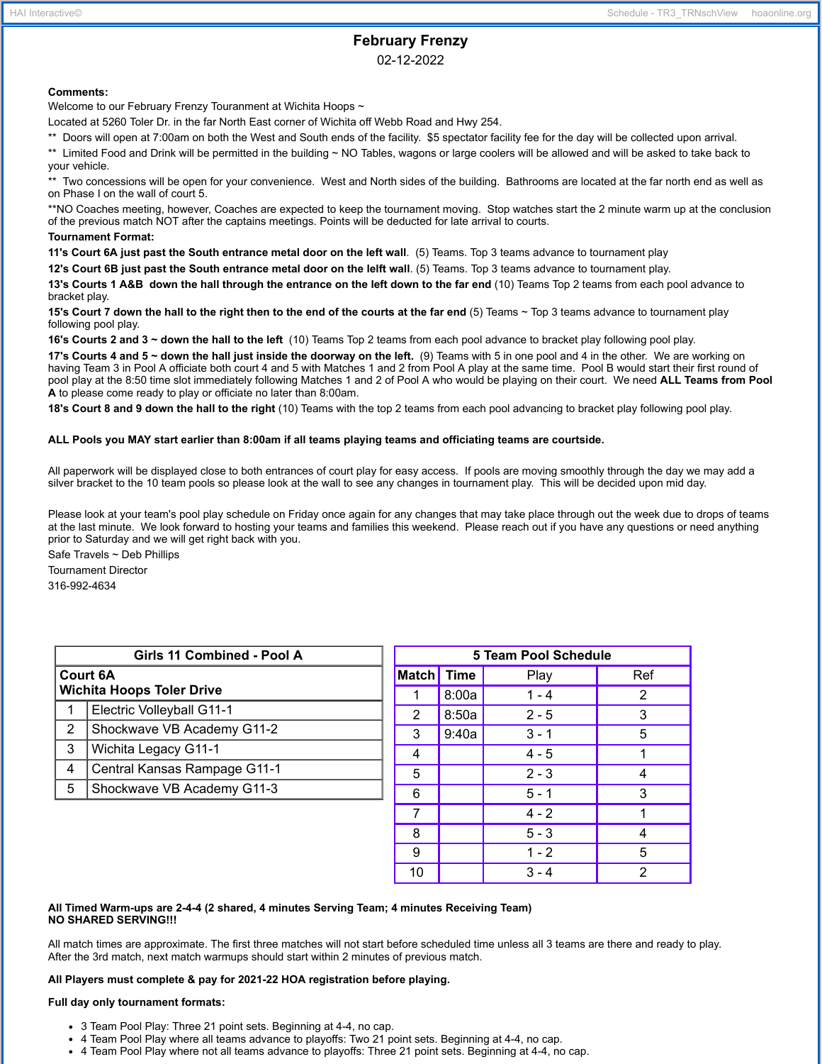# February Frenzy

02-12-2022

**Comments:**

Welcome to our February Frenzy Touranment at Wichita Hoops ~

Located at 5260 Toler Dr. in the far North East corner of Wichita off Webb Road and Hwy 254.

** Doors will open at 7:00am on both the West and South ends of the facility. $5 spectator facility fee for the day will be collected upon arrival.

** Limited Food and Drink will be permitted in the building ~ NO Tables, wagons or large coolers will be allowed and will be asked to take back to your vehicle.

** Two concessions will be open for your convenience. West and North sides of the building. Bathrooms are located at the far north end as well as on Phase I on the wall of court 5.

**NO Coaches meeting, however, Coaches are expected to keep the tournament moving. Stop watches start the 2 minute warm up at the conclusion of the previous match NOT after the captains meetings. Points will be deducted for late arrival to courts.

**Tournament Format:**

**11's Court 6A just past the South entrance metal door on the left wall**. (5) Teams. Top 3 teams advance to tournament play

**12's Court 6B just past the South entrance metal door on the lelft wall**. (5) Teams. Top 3 teams advance to tournament play.

**13's Courts 1 A&B down the hall through the entrance on the left down to the far end** (10) Teams Top 2 teams from each pool advance to bracket play.

**15's Court 7 down the hall to the right then to the end of the courts at the far end** (5) Teams ~ Top 3 teams advance to tournament play following pool play.

**16's Courts 2 and 3 ~ down the hall to the left** (10) Teams Top 2 teams from each pool advance to bracket play following pool play.

**17's Courts 4 and 5 ~ down the hall just inside the doorway on the left.** (9) Teams with 5 in one pool and 4 in the other. We are working on having Team 3 in Pool A officiate both court 4 and 5 with Matches 1 and 2 from Pool A play at the same time. Pool B would start their first round of pool play at the 8:50 time slot immediately following Matches 1 and 2 of Pool A who would be playing on their court. We need **ALL Teams from Pool A** to please come ready to play or officiate no later than 8:00am.

**18's Court 8 and 9 down the hall to the right** (10) Teams with the top 2 teams from each pool advancing to bracket play following pool play.

**ALL Pools you MAY start earlier than 8:00am if all teams playing teams and officiating teams are courtside.**

All paperwork will be displayed close to both entrances of court play for easy access. If pools are moving smoothly through the day we may add a silver bracket to the 10 team pools so please look at the wall to see any changes in tournament play. This will be decided upon mid day.

Please look at your team's pool play schedule on Friday once again for any changes that may take place through out the week due to drops of teams at the last minute. We look forward to hosting your teams and families this weekend. Please reach out if you have any questions or need anything prior to Saturday and we will get right back with you.

Safe Travels ~ Deb Phillips

Tournament Director

316-992-4634

| Girls 11 Combined - Pool A | |
|---|---|
| **Court 6A<br>Wichita Hoops Toler Drive** | |
| 1 | Electric Volleyball G11-1 |
| 2 | Shockwave VB Academy G11-2 |
| 3 | Wichita Legacy G11-1 |
| 4 | Central Kansas Rampage G11-1 |
| 5 | Shockwave VB Academy G11-3 |

**5 Team Pool Schedule**

| Match | Time | Play | Ref |
|---|---|---|---|
| 1 | 8:00a | 1 - 4 | 2 |
| 2 | 8:50a | 2 - 5 | 3 |
| 3 | 9:40a | 3 - 1 | 5 |
| 4 | | 4 - 5 | 1 |
| 5 | | 2 - 3 | 4 |
| 6 | | 5 - 1 | 3 |
| 7 | | 4 - 2 | 1 |
| 8 | | 5 - 3 | 4 |
| 9 | | 1 - 2 | 5 |
| 10 | | 3 - 4 | 2 |

**All Timed Warm-ups are 2-4-4 (2 shared, 4 minutes Serving Team; 4 minutes Receiving Team)**
**NO SHARED SERVING!!!**

All match times are approximate. The first three matches will not start before scheduled time unless all 3 teams are there and ready to play. After the 3rd match, next match warmups should start within 2 minutes of previous match.

**All Players must complete & pay for 2021-22 HOA registration before playing.**

**Full day only tournament formats:**

- 3 Team Pool Play: Three 21 point sets. Beginning at 4-4, no cap.
- 4 Team Pool Play where all teams advance to playoffs: Two 21 point sets. Beginning at 4-4, no cap.
- 4 Team Pool Play where not all teams advance to playoffs: Three 21 point sets. Beginning at 4-4, no cap.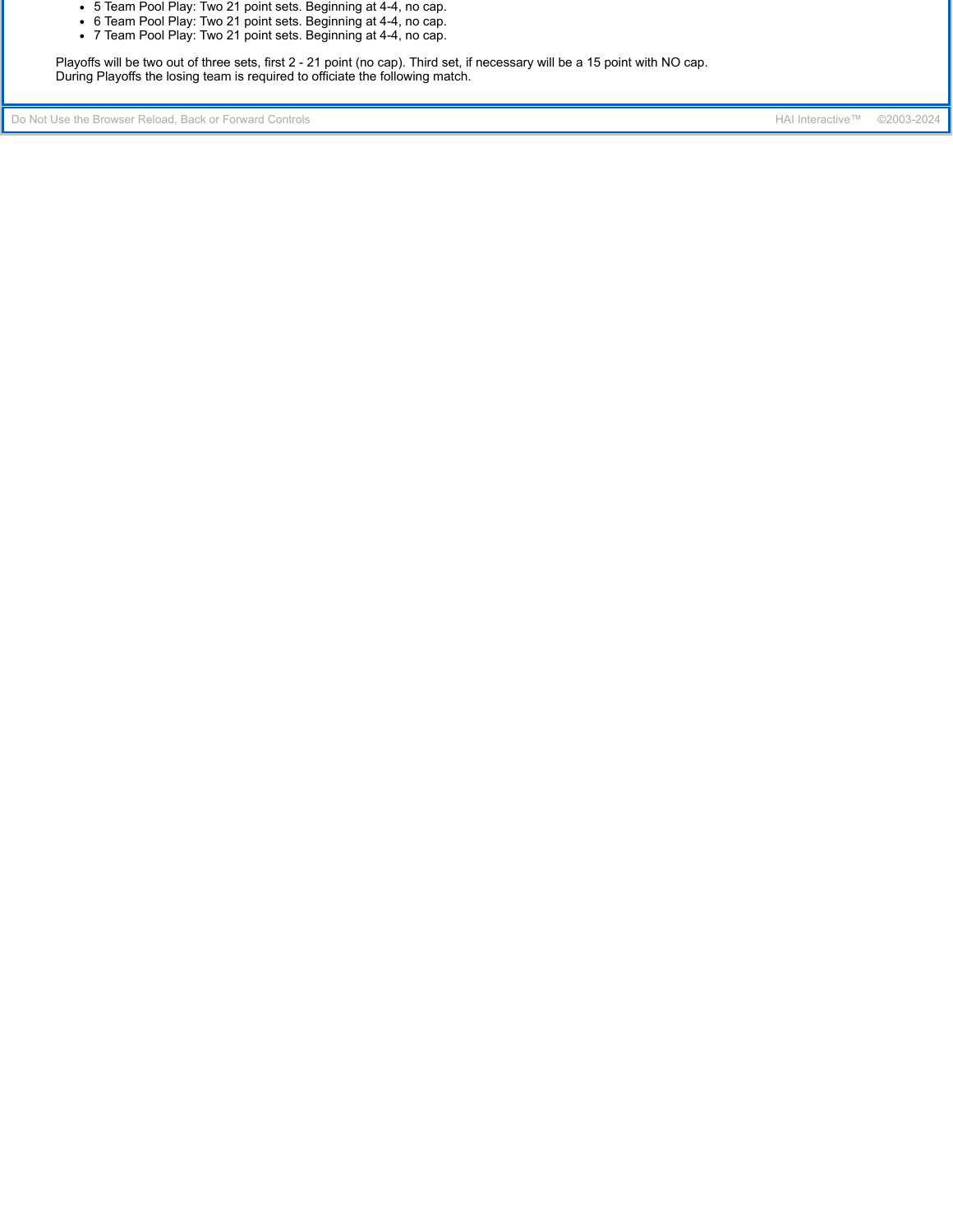- 5 Team Pool Play: Two 21 point sets. Beginning at 4-4, no cap.
- 6 Team Pool Play: Two 21 point sets. Beginning at 4-4, no cap.
- 7 Team Pool Play: Two 21 point sets. Beginning at 4-4, no cap.

Playoffs will be two out of three sets, first 2 - 21 point (no cap). Third set, if necessary will be a 15 point with NO cap.
During Playoffs the losing team is required to officiate the following match.